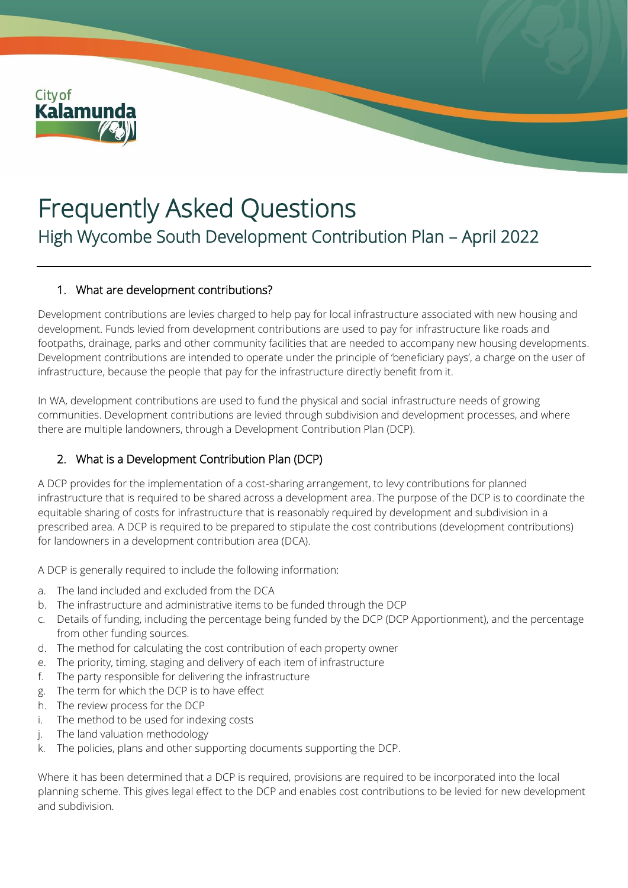# Frequently Asked Questions

## High Wycombe South Development Contribution Plan – April 2022

### 1. What are development contributions?

Development contributions are levies charged to help pay for local infrastructure associated with new housing and development. Funds levied from development contributions are used to pay for infrastructure like roads and footpaths, drainage, parks and other community facilities that are needed to accompany new housing developments. Development contributions are intended to operate under the principle of 'beneficiary pays', a charge on the user of infrastructure, because the people that pay for the infrastructure directly benefit from it.

In WA, development contributions are used to fund the physical and social infrastructure needs of growing communities. Development contributions are levied through subdivision and development processes, and where there are multiple landowners, through a Development Contribution Plan (DCP).

### 2. What is a Development Contribution Plan (DCP)

A DCP provides for the implementation of a cost-sharing arrangement, to levy contributions for planned infrastructure that is required to be shared across a development area. The purpose of the DCP is to coordinate the equitable sharing of costs for infrastructure that is reasonably required by development and subdivision in a prescribed area. A DCP is required to be prepared to stipulate the cost contributions (development contributions) for landowners in a development contribution area (DCA).

A DCP is generally required to include the following information:

a. The land included and excluded from the DCA
b. The infrastructure and administrative items to be funded through the DCP
c. Details of funding, including the percentage being funded by the DCP (DCP Apportionment), and the percentage from other funding sources.
d. The method for calculating the cost contribution of each property owner
e. The priority, timing, staging and delivery of each item of infrastructure
f. The party responsible for delivering the infrastructure
g. The term for which the DCP is to have effect
h. The review process for the DCP
i. The method to be used for indexing costs
j. The land valuation methodology
k. The policies, plans and other supporting documents supporting the DCP.

Where it has been determined that a DCP is required, provisions are required to be incorporated into the local planning scheme. This gives legal effect to the DCP and enables cost contributions to be levied for new development and subdivision.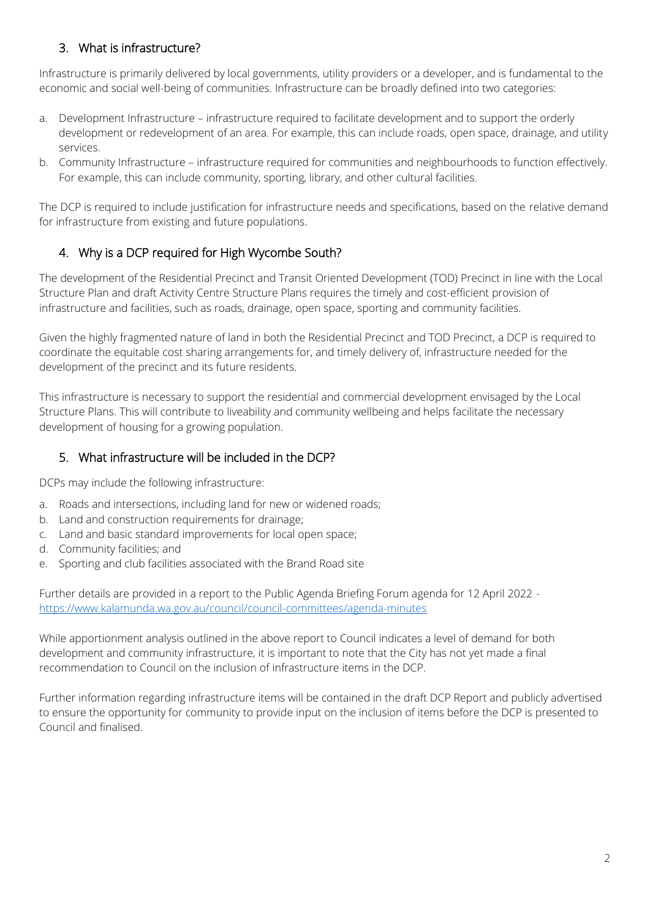## 3. What is infrastructure?

Infrastructure is primarily delivered by local governments, utility providers or a developer, and is fundamental to the economic and social well-being of communities. Infrastructure can be broadly defined into two categories:

a. Development Infrastructure – infrastructure required to facilitate development and to support the orderly development or redevelopment of an area. For example, this can include roads, open space, drainage, and utility services.
b. Community Infrastructure – infrastructure required for communities and neighbourhoods to function effectively. For example, this can include community, sporting, library, and other cultural facilities.

The DCP is required to include justification for infrastructure needs and specifications, based on the relative demand for infrastructure from existing and future populations.

## 4. Why is a DCP required for High Wycombe South?

The development of the Residential Precinct and Transit Oriented Development (TOD) Precinct in line with the Local Structure Plan and draft Activity Centre Structure Plans requires the timely and cost-efficient provision of infrastructure and facilities, such as roads, drainage, open space, sporting and community facilities.

Given the highly fragmented nature of land in both the Residential Precinct and TOD Precinct, a DCP is required to coordinate the equitable cost sharing arrangements for, and timely delivery of, infrastructure needed for the development of the precinct and its future residents.

This infrastructure is necessary to support the residential and commercial development envisaged by the Local Structure Plans. This will contribute to liveability and community wellbeing and helps facilitate the necessary development of housing for a growing population.

## 5. What infrastructure will be included in the DCP?

DCPs may include the following infrastructure:

a. Roads and intersections, including land for new or widened roads;
b. Land and construction requirements for drainage;
c. Land and basic standard improvements for local open space;
d. Community facilities; and
e. Sporting and club facilities associated with the Brand Road site

Further details are provided in a report to the Public Agenda Briefing Forum agenda for 12 April 2022 - [https://www.kalamunda.wa.gov.au/council/council-committees/agenda-minutes](https://www.kalamunda.wa.gov.au/council/council-committees/agenda-minutes)

While apportionment analysis outlined in the above report to Council indicates a level of demand for both development and community infrastructure, it is important to note that the City has not yet made a final recommendation to Council on the inclusion of infrastructure items in the DCP.

Further information regarding infrastructure items will be contained in the draft DCP Report and publicly advertised to ensure the opportunity for community to provide input on the inclusion of items before the DCP is presented to Council and finalised.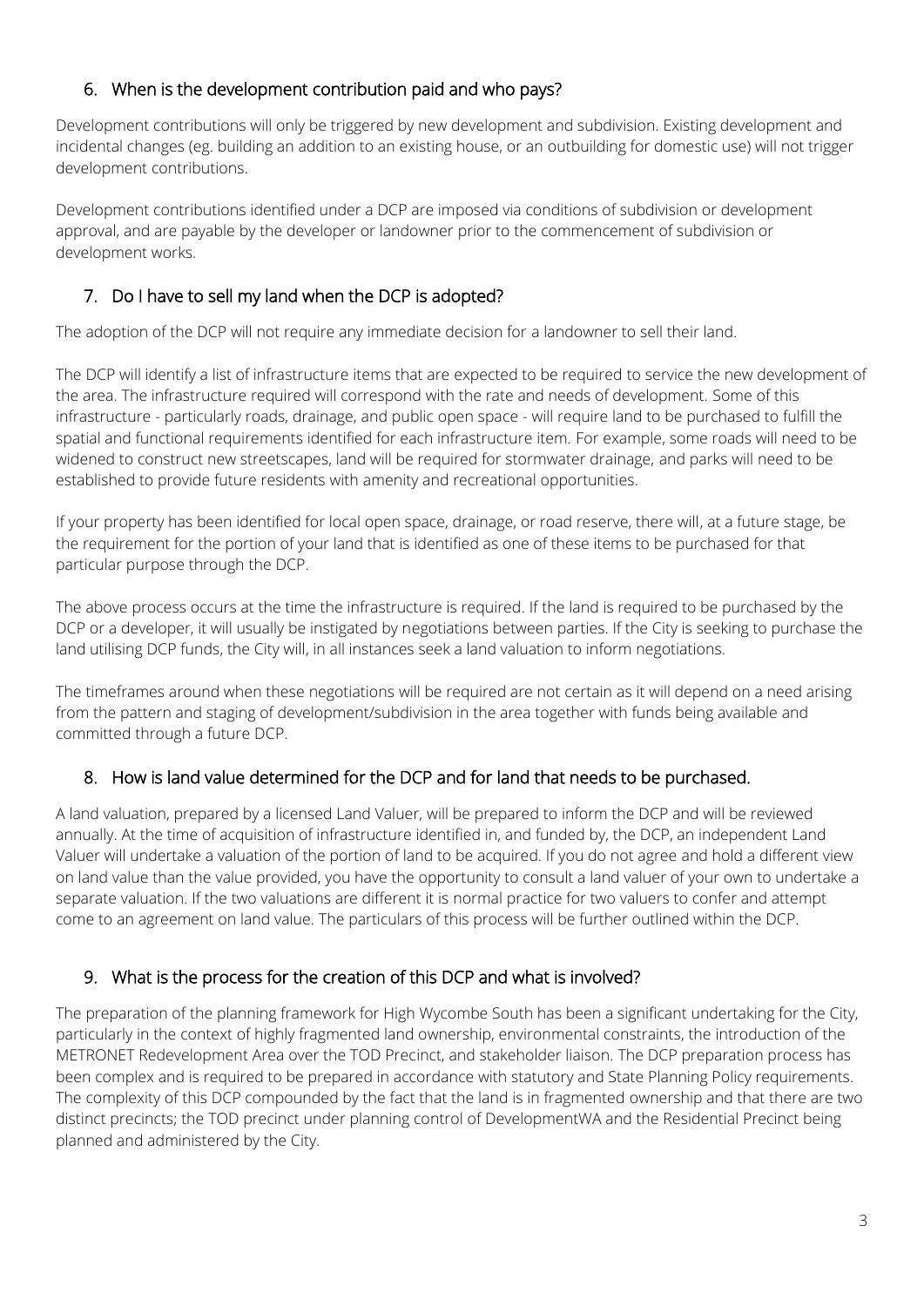## 6. When is the development contribution paid and who pays?

Development contributions will only be triggered by new development and subdivision. Existing development and incidental changes (eg. building an addition to an existing house, or an outbuilding for domestic use) will not trigger development contributions.

Development contributions identified under a DCP are imposed via conditions of subdivision or development approval, and are payable by the developer or landowner prior to the commencement of subdivision or development works.

## 7. Do I have to sell my land when the DCP is adopted?

The adoption of the DCP will not require any immediate decision for a landowner to sell their land.

The DCP will identify a list of infrastructure items that are expected to be required to service the new development of the area. The infrastructure required will correspond with the rate and needs of development. Some of this infrastructure - particularly roads, drainage, and public open space - will require land to be purchased to fulfill the spatial and functional requirements identified for each infrastructure item. For example, some roads will need to be widened to construct new streetscapes, land will be required for stormwater drainage, and parks will need to be established to provide future residents with amenity and recreational opportunities.

If your property has been identified for local open space, drainage, or road reserve, there will, at a future stage, be the requirement for the portion of your land that is identified as one of these items to be purchased for that particular purpose through the DCP.

The above process occurs at the time the infrastructure is required. If the land is required to be purchased by the DCP or a developer, it will usually be instigated by negotiations between parties. If the City is seeking to purchase the land utilising DCP funds, the City will, in all instances seek a land valuation to inform negotiations.

The timeframes around when these negotiations will be required are not certain as it will depend on a need arising from the pattern and staging of development/subdivision in the area together with funds being available and committed through a future DCP.

## 8. How is land value determined for the DCP and for land that needs to be purchased.

A land valuation, prepared by a licensed Land Valuer, will be prepared to inform the DCP and will be reviewed annually. At the time of acquisition of infrastructure identified in, and funded by, the DCP, an independent Land Valuer will undertake a valuation of the portion of land to be acquired. If you do not agree and hold a different view on land value than the value provided, you have the opportunity to consult a land valuer of your own to undertake a separate valuation. If the two valuations are different it is normal practice for two valuers to confer and attempt come to an agreement on land value. The particulars of this process will be further outlined within the DCP.

## 9. What is the process for the creation of this DCP and what is involved?

The preparation of the planning framework for High Wycombe South has been a significant undertaking for the City, particularly in the context of highly fragmented land ownership, environmental constraints, the introduction of the METRONET Redevelopment Area over the TOD Precinct, and stakeholder liaison. The DCP preparation process has been complex and is required to be prepared in accordance with statutory and State Planning Policy requirements. The complexity of this DCP compounded by the fact that the land is in fragmented ownership and that there are two distinct precincts; the TOD precinct under planning control of DevelopmentWA and the Residential Precinct being planned and administered by the City.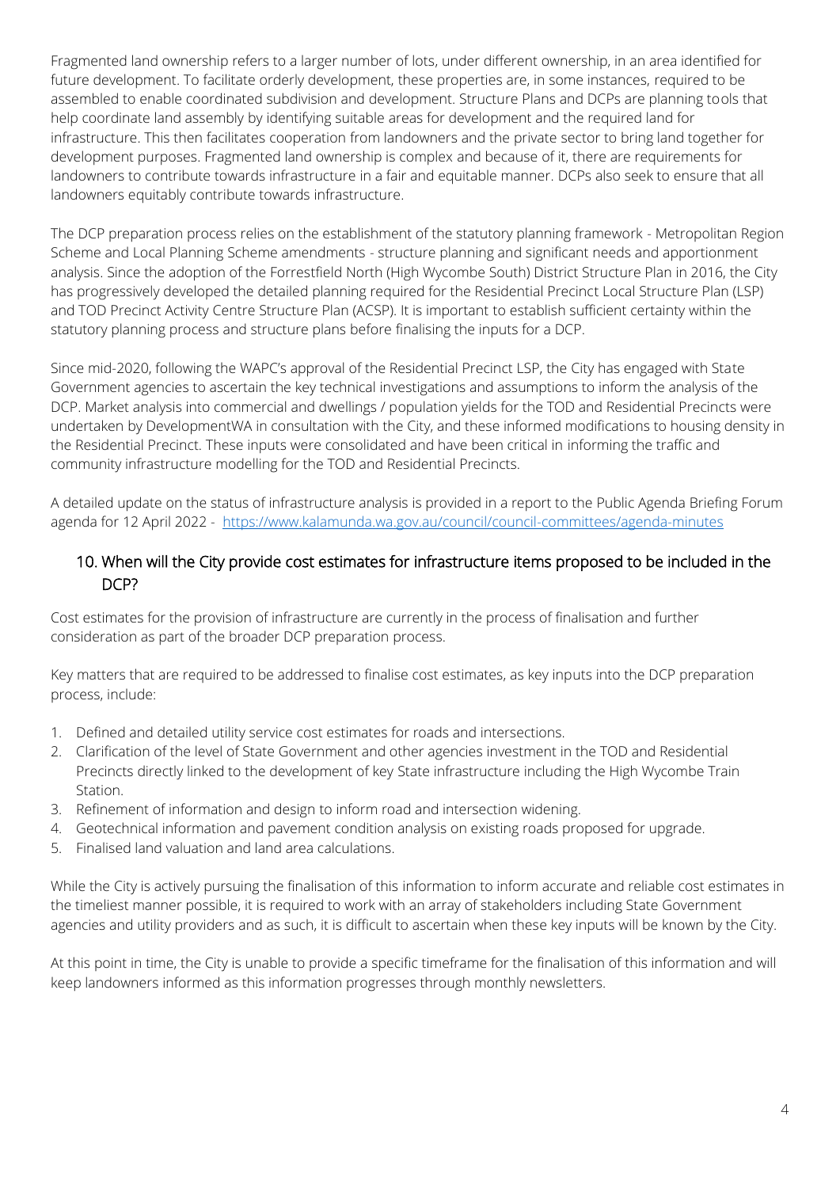Fragmented land ownership refers to a larger number of lots, under different ownership, in an area identified for future development. To facilitate orderly development, these properties are, in some instances, required to be assembled to enable coordinated subdivision and development. Structure Plans and DCPs are planning tools that help coordinate land assembly by identifying suitable areas for development and the required land for infrastructure. This then facilitates cooperation from landowners and the private sector to bring land together for development purposes. Fragmented land ownership is complex and because of it, there are requirements for landowners to contribute towards infrastructure in a fair and equitable manner. DCPs also seek to ensure that all landowners equitably contribute towards infrastructure.

The DCP preparation process relies on the establishment of the statutory planning framework - Metropolitan Region Scheme and Local Planning Scheme amendments - structure planning and significant needs and apportionment analysis. Since the adoption of the Forrestfield North (High Wycombe South) District Structure Plan in 2016, the City has progressively developed the detailed planning required for the Residential Precinct Local Structure Plan (LSP) and TOD Precinct Activity Centre Structure Plan (ACSP). It is important to establish sufficient certainty within the statutory planning process and structure plans before finalising the inputs for a DCP.

Since mid-2020, following the WAPC's approval of the Residential Precinct LSP, the City has engaged with State Government agencies to ascertain the key technical investigations and assumptions to inform the analysis of the DCP. Market analysis into commercial and dwellings / population yields for the TOD and Residential Precincts were undertaken by DevelopmentWA in consultation with the City, and these informed modifications to housing density in the Residential Precinct. These inputs were consolidated and have been critical in informing the traffic and community infrastructure modelling for the TOD and Residential Precincts.

A detailed update on the status of infrastructure analysis is provided in a report to the Public Agenda Briefing Forum agenda for 12 April 2022 - https://www.kalamunda.wa.gov.au/council/council-committees/agenda-minutes

## 10. When will the City provide cost estimates for infrastructure items proposed to be included in the DCP?

Cost estimates for the provision of infrastructure are currently in the process of finalisation and further consideration as part of the broader DCP preparation process.

Key matters that are required to be addressed to finalise cost estimates, as key inputs into the DCP preparation process, include:

1. Defined and detailed utility service cost estimates for roads and intersections.
2. Clarification of the level of State Government and other agencies investment in the TOD and Residential Precincts directly linked to the development of key State infrastructure including the High Wycombe Train Station.
3. Refinement of information and design to inform road and intersection widening.
4. Geotechnical information and pavement condition analysis on existing roads proposed for upgrade.
5. Finalised land valuation and land area calculations.

While the City is actively pursuing the finalisation of this information to inform accurate and reliable cost estimates in the timeliest manner possible, it is required to work with an array of stakeholders including State Government agencies and utility providers and as such, it is difficult to ascertain when these key inputs will be known by the City.

At this point in time, the City is unable to provide a specific timeframe for the finalisation of this information and will keep landowners informed as this information progresses through monthly newsletters.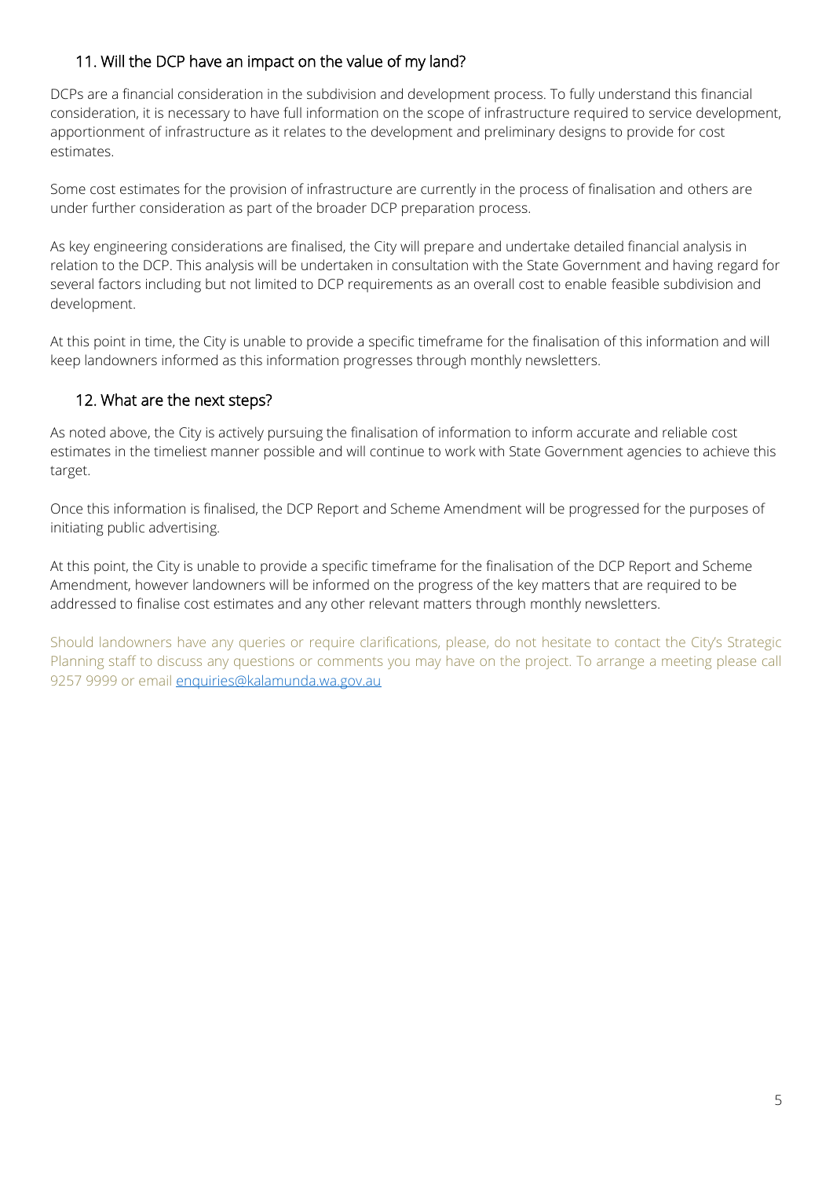## 11. Will the DCP have an impact on the value of my land?

DCPs are a financial consideration in the subdivision and development process. To fully understand this financial consideration, it is necessary to have full information on the scope of infrastructure required to service development, apportionment of infrastructure as it relates to the development and preliminary designs to provide for cost estimates.

Some cost estimates for the provision of infrastructure are currently in the process of finalisation and others are under further consideration as part of the broader DCP preparation process.

As key engineering considerations are finalised, the City will prepare and undertake detailed financial analysis in relation to the DCP. This analysis will be undertaken in consultation with the State Government and having regard for several factors including but not limited to DCP requirements as an overall cost to enable feasible subdivision and development.

At this point in time, the City is unable to provide a specific timeframe for the finalisation of this information and will keep landowners informed as this information progresses through monthly newsletters.

## 12. What are the next steps?

As noted above, the City is actively pursuing the finalisation of information to inform accurate and reliable cost estimates in the timeliest manner possible and will continue to work with State Government agencies to achieve this target.

Once this information is finalised, the DCP Report and Scheme Amendment will be progressed for the purposes of initiating public advertising.

At this point, the City is unable to provide a specific timeframe for the finalisation of the DCP Report and Scheme Amendment, however landowners will be informed on the progress of the key matters that are required to be addressed to finalise cost estimates and any other relevant matters through monthly newsletters.

Should landowners have any queries or require clarifications, please, do not hesitate to contact the City's Strategic Planning staff to discuss any questions or comments you may have on the project. To arrange a meeting please call 9257 9999 or email [enquiries@kalamunda.wa.gov.au](mailto:enquiries@kalamunda.wa.gov.au)